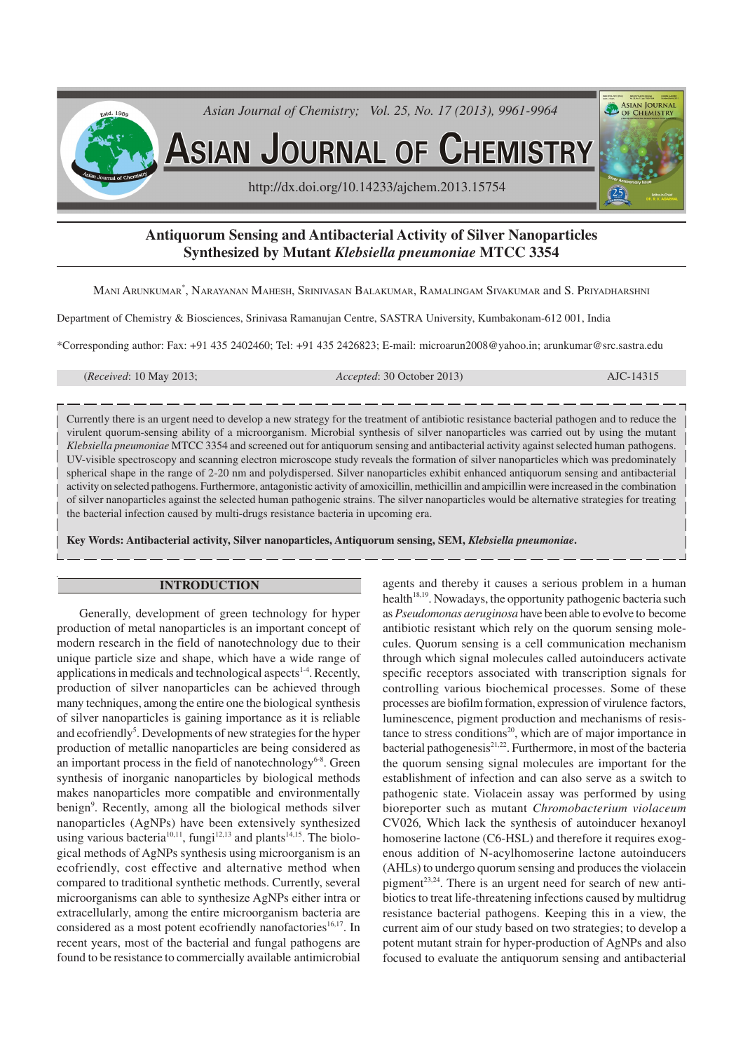# Antiquorum Sensing and Antibacterial Activity of Silver Nanoparticles Synthesized by Mutant *Klebsiella pneumoniae* MTCC 3354

Mani Arunkumar*, Narayanan Mahesh, Srinivasan Balakumar, Ramalingam Sivakumar and S. Priyadharshni

Department of Chemistry & Biosciences, Srinivasa Ramanujan Centre, SASTRA University, Kumbakonam-612 001, India

*Corresponding author: Fax: +91 435 2402460; Tel: +91 435 2426823; E-mail: microarun2008@yahoo.in; arunkumar@src.sastra.edu

(*Received*: 10 May 2013; *Accepted*: 30 October 2013) AJC-14315

Currently there is an urgent need to develop a new strategy for the treatment of antibiotic resistance bacterial pathogen and to reduce the virulent quorum-sensing ability of a microorganism. Microbial synthesis of silver nanoparticles was carried out by using the mutant *Klebsiella pneumoniae* MTCC 3354 and screened out for antiquorum sensing and antibacterial activity against selected human pathogens. UV-visible spectroscopy and scanning electron microscope study reveals the formation of silver nanoparticles which was predominately spherical shape in the range of 2-20 nm and polydispersed. Silver nanoparticles exhibit enhanced antiquorum sensing and antibacterial activity on selected pathogens. Furthermore, antagonistic activity of amoxicillin, methicillin and ampicillin were increased in the combination of silver nanoparticles against the selected human pathogenic strains. The silver nanoparticles would be alternative strategies for treating the bacterial infection caused by multi-drugs resistance bacteria in upcoming era.

**Key Words: Antibacterial activity, Silver nanoparticles, Antiquorum sensing, SEM, *Klebsiella pneumoniae*.**

## INTRODUCTION

Generally, development of green technology for hyper production of metal nanoparticles is an important concept of modern research in the field of nanotechnology due to their unique particle size and shape, which have a wide range of applications in medicals and technological aspects[1-4]. Recently, production of silver nanoparticles can be achieved through many techniques, among the entire one the biological synthesis of silver nanoparticles is gaining importance as it is reliable and ecofriendly[5]. Developments of new strategies for the hyper production of metallic nanoparticles are being considered as an important process in the field of nanotechnology[6-8]. Green synthesis of inorganic nanoparticles by biological methods makes nanoparticles more compatible and environmentally benign[9]. Recently, among all the biological methods silver nanoparticles (AgNPs) have been extensively synthesized using various bacteria[10,11], fungi[12,13] and plants[14,15]. The biological methods of AgNPs synthesis using microorganism is an ecofriendly, cost effective and alternative method when compared to traditional synthetic methods. Currently, several microorganisms can able to synthesize AgNPs either intra or extracellularly, among the entire microorganism bacteria are considered as a most potent ecofriendly nanofactories[16,17]. In recent years, most of the bacterial and fungal pathogens are found to be resistance to commercially available antimicrobial agents and thereby it causes a serious problem in a human health[18,19]. Nowadays, the opportunity pathogenic bacteria such as *Pseudomonas aeruginosa* have been able to evolve to become antibiotic resistant which rely on the quorum sensing molecules. Quorum sensing is a cell communication mechanism through which signal molecules called autoinducers activate specific receptors associated with transcription signals for controlling various biochemical processes. Some of these processes are biofilm formation, expression of virulence factors, luminescence, pigment production and mechanisms of resistance to stress conditions[20], which are of major importance in bacterial pathogenesis[21,22]. Furthermore, in most of the bacteria the quorum sensing signal molecules are important for the establishment of infection and can also serve as a switch to pathogenic state. Violacein assay was performed by using bioreporter such as mutant *Chromobacterium violaceum* CV026*,* Which lack the synthesis of autoinducer hexanoyl homoserine lactone (C6-HSL) and therefore it requires exogenous addition of N-acylhomoserine lactone autoinducers (AHLs) to undergo quorum sensing and produces the violacein pigment[23,24]. There is an urgent need for search of new antibiotics to treat life-threatening infections caused by multidrug resistance bacterial pathogens. Keeping this in a view, the current aim of our study based on two strategies; to develop a potent mutant strain for hyper-production of AgNPs and also focused to evaluate the antiquorum sensing and antibacterial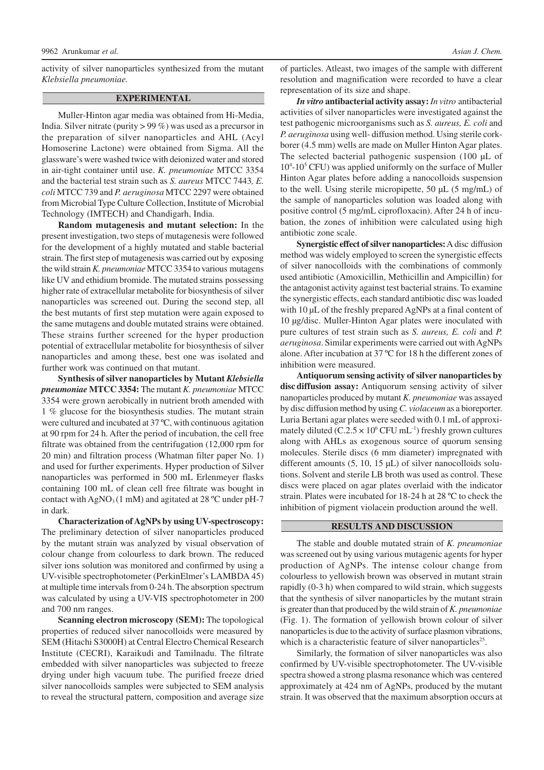activity of silver nanoparticles synthesized from the mutant *Klebsiella pneumoniae.*

## EXPERIMENTAL

Muller-Hinton agar media was obtained from Hi-Media, India. Silver nitrate (purity > 99 %) was used as a precursor in the preparation of silver nanoparticles and AHL (Acyl Homoserine Lactone) were obtained from Sigma. All the glassware's were washed twice with deionized water and stored in air-tight container until use. *K. pneumoniae* MTCC 3354 and the bacterial test strain such as *S. aureus* MTCC 7443*, E. coli* MTCC 739 and *P. aeruginosa* MTCC 2297 were obtained from Microbial Type Culture Collection, Institute of Microbial Technology (IMTECH) and Chandigarh, India.

**Random mutagenesis and mutant selection:** In the present investigation, two steps of mutagenesis were followed for the development of a highly mutated and stable bacterial strain. The first step of mutagenesis was carried out by exposing the wild strain *K. pneumoniae* MTCC 3354 to various mutagens like UV and ethidium bromide. The mutated strains possessing higher rate of extracellular metabolite for biosynthesis of silver nanoparticles was screened out. During the second step, all the best mutants of first step mutation were again exposed to the same mutagens and double mutated strains were obtained. These strains further screened for the hyper production potential of extracellular metabolite for biosynthesis of silver nanoparticles and among these, best one was isolated and further work was continued on that mutant.

**Synthesis of silver nanoparticles by Mutant *Klebsiella pneumoniae* MTCC 3354:** The mutant *K. pneumoniae* MTCC 3354 were grown aerobically in nutrient broth amended with 1 % glucose for the biosynthesis studies. The mutant strain were cultured and incubated at 37 ºC, with continuous agitation at 90 rpm for 24 h. After the period of incubation, the cell free filtrate was obtained from the centrifugation (12,000 rpm for 20 min) and filtration process (Whatman filter paper No. 1) and used for further experiments. Hyper production of Silver nanoparticles was performed in 500 mL Erlenmeyer flasks containing 100 mL of clean cell free filtrate was bought in contact with $AgNO_3$ (1 mM) and agitated at 28 ºC under pH-7 in dark.

**Characterization of AgNPs by using UV-spectroscopy:** The preliminary detection of silver nanoparticles produced by the mutant strain was analyzed by visual observation of colour change from colourless to dark brown. The reduced silver ions solution was monitored and confirmed by using a UV-visible spectrophotometer (PerkinElmer's LAMBDA 45) at multiple time intervals from 0-24 h. The absorption spectrum was calculated by using a UV-VIS spectrophotometer in 200 and 700 nm ranges.

**Scanning electron microscopy (SEM):** The topological properties of reduced silver nanocolloids were measured by SEM (Hitachi S3000H) at Central Electro Chemical Research Institute (CECRI), Karaikudi and Tamilnadu. The filtrate embedded with silver nanoparticles was subjected to freeze drying under high vacuum tube. The purified freeze dried silver nanocolloids samples were subjected to SEM analysis to reveal the structural pattern, composition and average size of particles. Atleast, two images of the sample with different resolution and magnification were recorded to have a clear representation of its size and shape.

***In vitro* antibacterial activity assay:** *In vitro* antibacterial activities of silver nanoparticles were investigated against the test pathogenic microorganisms such as *S. aureus, E. coli* and *P. aeruginosa* using well- diffusion method. Using sterile cork-borer (4.5 mm) wells are made on Muller Hinton Agar plates. The selected bacterial pathogenic suspension (100 μL of $10^4$-$10^5$ CFU) was applied uniformly on the surface of Muller Hinton Agar plates before adding a nanocolloids suspension to the well. Using sterile micropipette, 50 μL (5 mg/mL) of the sample of nanoparticles solution was loaded along with positive control (5 mg/mL ciprofloxacin). After 24 h of incubation, the zones of inhibition were calculated using high antibiotic zone scale.

**Synergistic effect of silver nanoparticles:** A disc diffusion method was widely employed to screen the synergistic effects of silver nanocolloids with the combinations of commonly used antibiotic (Amoxicillin, Methicillin and Ampicillin) for the antagonist activity against test bacterial strains. To examine the synergistic effects, each standard antibiotic disc was loaded with 10 μL of the freshly prepared AgNPs at a final content of 10 μg/disc. Muller-Hinton Agar plates were inoculated with pure cultures of test strain such as *S. aureus, E. coli* and *P. aeruginosa*. Similar experiments were carried out with AgNPs alone. After incubation at 37 ºC for 18 h the different zones of inhibition were measured.

**Antiquorum sensing activity of silver nanoparticles by disc diffusion assay:** Antiquorum sensing activity of silver nanoparticles produced by mutant *K. pneumoniae* was assayed by disc diffusion method by using *C. violaceum* as a bioreporter. Luria Bertani agar plates were seeded with 0.1 mL of approximately diluted (C.$2.5 \times 10^6$ CFU $mL^{-1}$) freshly grown cultures along with AHLs as exogenous source of quorum sensing molecules. Sterile discs (6 mm diameter) impregnated with different amounts (5, 10, 15 μL) of silver nanocolloids solutions. Solvent and sterile LB broth was used as control. These discs were placed on agar plates overlaid with the indicator strain. Plates were incubated for 18-24 h at 28 ºC to check the inhibition of pigment violacein production around the well.

## RESULTS AND DISCUSSION

The stable and double mutated strain of *K. pneumoniae* was screened out by using various mutagenic agents for hyper production of AgNPs. The intense colour change from colourless to yellowish brown was observed in mutant strain rapidly (0-3 h) when compared to wild strain, which suggests that the synthesis of silver nanoparticles by the mutant strain is greater than that produced by the wild strain of *K. pneumoniae* (Fig. 1). The formation of yellowish brown colour of silver nanoparticles is due to the activity of surface plasmon vibrations, which is a characteristic feature of silver nanoparticles[25].

Similarly, the formation of silver nanoparticles was also confirmed by UV-visible spectrophotometer. The UV-visible spectra showed a strong plasma resonance which was centered approximately at 424 nm of AgNPs, produced by the mutant strain. It was observed that the maximum absorption occurs at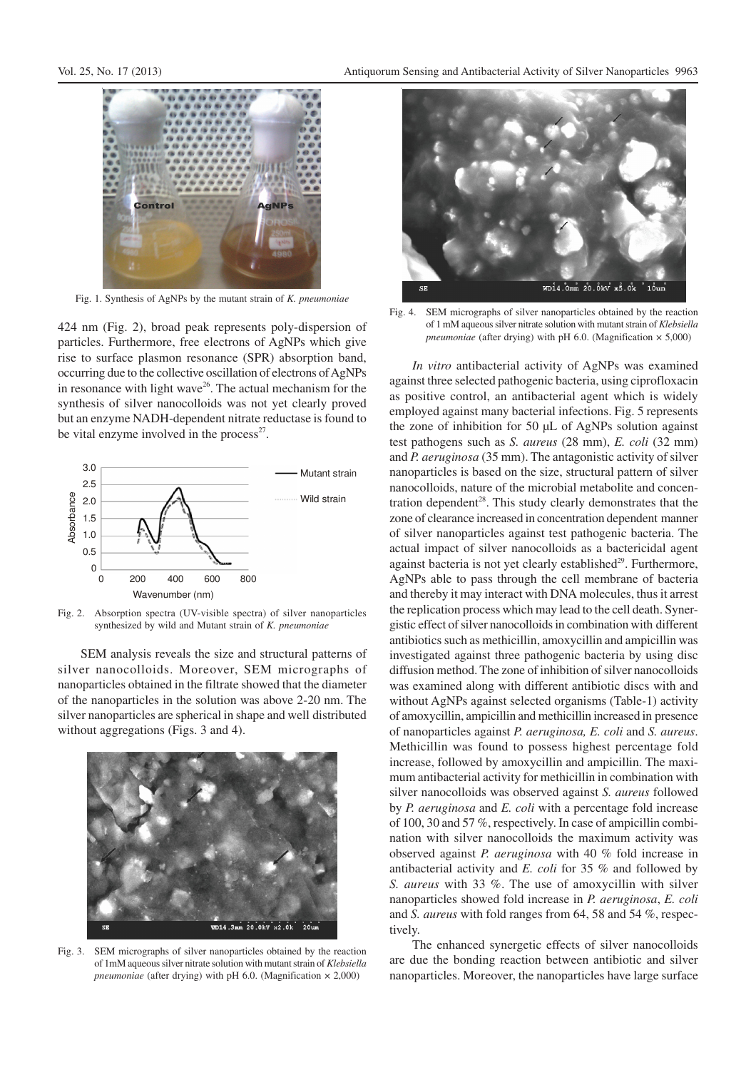Fig. 1. Synthesis of AgNPs by the mutant strain of *K. pneumoniae*

424 nm (Fig. 2), broad peak represents poly-dispersion of particles. Furthermore, free electrons of AgNPs which give rise to surface plasmon resonance (SPR) absorption band, occurring due to the collective oscillation of electrons of AgNPs in resonance with light wave[26]. The actual mechanism for the synthesis of silver nanocolloids was not yet clearly proved but an enzyme NADH-dependent nitrate reductase is found to be vital enzyme involved in the process[27].

Fig. 2. Absorption spectra (UV-visible spectra) of silver nanoparticles synthesized by wild and Mutant strain of *K. pneumoniae*

SEM analysis reveals the size and structural patterns of silver nanocolloids. Moreover, SEM micrographs of nanoparticles obtained in the filtrate showed that the diameter of the nanoparticles in the solution was above 2-20 nm. The silver nanoparticles are spherical in shape and well distributed without aggregations (Figs. 3 and 4).

Fig. 3. SEM micrographs of silver nanoparticles obtained by the reaction of 1mM aqueous silver nitrate solution with mutant strain of *Klebsiella pneumoniae* (after drying) with pH 6.0. (Magnification × 2,000)

Fig. 4. SEM micrographs of silver nanoparticles obtained by the reaction of 1 mM aqueous silver nitrate solution with mutant strain of *Klebsiella pneumoniae* (after drying) with pH 6.0. (Magnification × 5,000)

*In vitro* antibacterial activity of AgNPs was examined against three selected pathogenic bacteria, using ciprofloxacin as positive control, an antibacterial agent which is widely employed against many bacterial infections. Fig. 5 represents the zone of inhibition for 50 μL of AgNPs solution against test pathogens such as *S. aureus* (28 mm), *E. coli* (32 mm) and *P. aeruginosa* (35 mm). The antagonistic activity of silver nanoparticles is based on the size, structural pattern of silver nanocolloids, nature of the microbial metabolite and concentration dependent[28]. This study clearly demonstrates that the zone of clearance increased in concentration dependent manner of silver nanoparticles against test pathogenic bacteria. The actual impact of silver nanocolloids as a bactericidal agent against bacteria is not yet clearly established[29]. Furthermore, AgNPs able to pass through the cell membrane of bacteria and thereby it may interact with DNA molecules, thus it arrest the replication process which may lead to the cell death. Synergistic effect of silver nanocolloids in combination with different antibiotics such as methicillin, amoxycillin and ampicillin was investigated against three pathogenic bacteria by using disc diffusion method. The zone of inhibition of silver nanocolloids was examined along with different antibiotic discs with and without AgNPs against selected organisms (Table-1) activity of amoxycillin, ampicillin and methicillin increased in presence of nanoparticles against *P. aeruginosa, E. coli* and *S. aureus*. Methicillin was found to possess highest percentage fold increase, followed by amoxycillin and ampicillin. The maximum antibacterial activity for methicillin in combination with silver nanocolloids was observed against *S. aureus* followed by *P. aeruginosa* and *E. coli* with a percentage fold increase of 100, 30 and 57 %, respectively. In case of ampicillin combination with silver nanocolloids the maximum activity was observed against *P. aeruginosa* with 40 % fold increase in antibacterial activity and *E. coli* for 35 % and followed by *S. aureus* with 33 %. The use of amoxycillin with silver nanoparticles showed fold increase in *P. aeruginosa*, *E. coli* and *S. aureus* with fold ranges from 64, 58 and 54 %, respectively.

The enhanced synergetic effects of silver nanocolloids are due the bonding reaction between antibiotic and silver nanoparticles. Moreover, the nanoparticles have large surface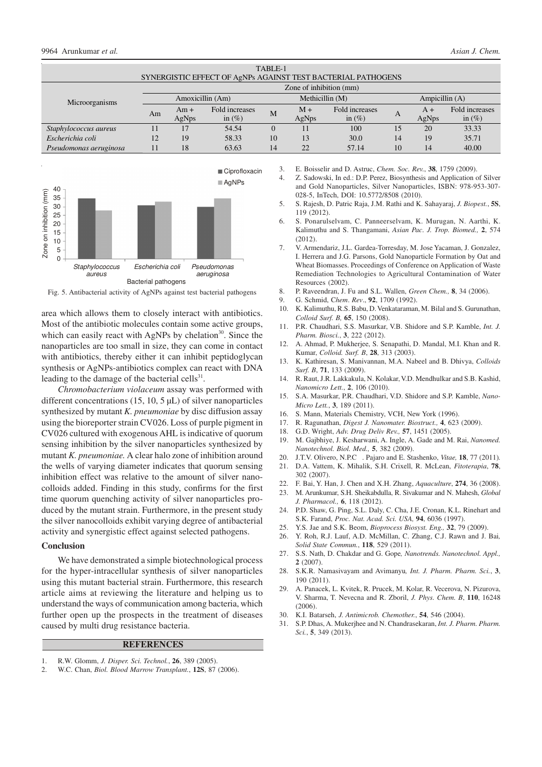TABLE-1
SYNERGISTIC EFFECT OF AgNPs AGAINST TEST BACTERIAL PATHOGENS

| Microorganisms | Zone of inhibition (mm) | | | | | | | | |
|---|---|---|---|---|---|---|---|---|---|
| | Amoxicillin (Am) | | | Methicillin (M) | | | Ampicillin (A) | | |
| | Am | Am + AgNps | Fold increases in (%) | M | M + AgNps | Fold increases in (%) | A | A + AgNps | Fold increases in (%) |
| *Staphylococcus aureus* | 11 | 17 | 54.54 | 0 | 11 | 100 | 15 | 20 | 33.33 |
| *Escherichia coli* | 12 | 19 | 58.33 | 10 | 13 | 30.0 | 14 | 19 | 35.71 |
| *Pseudomonas aeruginosa* | 11 | 18 | 63.63 | 14 | 22 | 57.14 | 10 | 14 | 40.00 |

Ciprofloxacin
AgNPs
Zone on inhibition (mm)
40
35
30
25
20
15
10
5
0
*Staphylococcus aureus*
*Escherichia coli*
*Pseudomonas aeruginosa*
Bacterial pathogens

Fig. 5. Antibacterial activity of AgNPs against test bacterial pathogens

area which allows them to closely interact with antibiotics. Most of the antibiotic molecules contain some active groups, which can easily react with AgNPs by chelation[30]. Since the nanoparticles are too small in size, they can come in contact with antibiotics, thereby either it can inhibit peptidoglycan synthesis or AgNPs-antibiotics complex can react with DNA leading to the damage of the bacterial cells[31].

*Chromobacterium violaceum* assay was performed with different concentrations (15, 10, 5 μL) of silver nanoparticles synthesized by mutant *K. pneumoniae* by disc diffusion assay using the bioreporter strain CV026. Loss of purple pigment in CV026 cultured with exogenous AHL is indicative of quorum sensing inhibition by the silver nanoparticles synthesized by mutant *K. pneumoniae.* A clear halo zone of inhibition around the wells of varying diameter indicates that quorum sensing inhibition effect was relative to the amount of silver nanocolloids added. Finding in this study, confirms for the first time quorum quenching activity of silver nanoparticles produced by the mutant strain. Furthermore, in the present study the silver nanocolloids exhibit varying degree of antibacterial activity and synergistic effect against selected pathogens.

## Conclusion

We have demonstrated a simple biotechnological process for the hyper-intracellular synthesis of silver nanoparticles using this mutant bacterial strain. Furthermore, this research article aims at reviewing the literature and helping us to understand the ways of communication among bacteria, which further open up the prospects in the treatment of diseases caused by multi drug resistance bacteria.

## REFERENCES

1. R.W. Glomm, *J. Disper. Sci. Technol.*, **26**, 389 (2005).
2. W.C. Chan, *Biol. Blood Marrow Transplant.*, **12S**, 87 (2006).
3. E. Boisselir and D. Astruc, *Chem. Soc. Rev.*, **38**, 1759 (2009).
4. Z. Sadowski, In ed.: D.P. Perez, Biosynthesis and Application of Silver and Gold Nanoparticles, Silver Nanoparticles, ISBN: 978-953-307-028-5, InTech, DOI: 10.5772/8508 (2010).
5. S. Rajesh, D. Patric Raja, J.M. Rathi and K. Sahayaraj, *J. Biopest.*, **5S**, 119 (2012).
6. S. Ponarulselvam, C. Panneerselvam, K. Murugan, N. Aarthi, K. Kalimuthu and S. Thangamani, *Asian Pac. J. Trop. Biomed.,* **2**, 574 (2012).
7. V. Armendariz, J.L. Gardea-Torresday, M. Jose Yacaman, J. Gonzalez, I. Herrera and J.G. Parsons, Gold Nanoparticle Formation by Oat and Wheat Biomasses. Proceedings of Conference on Application of Waste Remediation Technologies to Agricultural Contamination of Water Resources (2002).
8. P. Raveendran, J. Fu and S.L. Wallen, *Green Chem.,* **8**, 34 (2006).
9. G. Schmid, *Chem. Rev*., **92**, 1709 (1992).
10. K. Kalimuthu, R.S. Babu, D. Venkataraman, M. Bilal and S. Gurunathan, *Colloid Surf. B,* **65**, 150 (2008).
11. P.R. Chaudhari, S.S. Masurkar, V.B. Shidore and S.P. Kamble, *Int. J. Pharm. Biosci.*, **3**, 222 (2012).
12. A. Ahmad, P. Mukherjee, S. Senapathi, D. Mandal, M.I. Khan and R. Kumar, *Colloid. Surf. B*, **28**, 313 (2003).
13. K. Kathiresan, S. Manivannan, M.A. Nabeel and B. Dhivya, *Colloids Surf. B*, **71**, 133 (2009).
14. R. Raut, J.R. Lakkakula, N. Kolakar, V.D. Mendhulkar and S.B. Kashid, *Nanomicro Lett.*, **2**, 106 (2010).
15. S.A. Masurkar, P.R. Chaudhari, V.D. Shidore and S.P. Kamble, *Nano-Micro Lett.*, **3**, 189 (2011).
16. S. Mann, Materials Chemistry, VCH, New York (1996).
17. R. Ragunathan, *Digest J. Nanomater. Biostruct.,* **4**, 623 (2009).
18. G.D. Wright, *Adv. Drug Deliv Rev.,* **57**, 1451 (2005).
19. M. Gajbhiye, J. Kesharwani, A. Ingle, A. Gade and M. Rai, *Nanomed. Nanotechnol. Biol. Med.,* **5**, 382 (2009).
20. J.T.V. Olivero, N.P.C . Pajaro and E. Stashenko, *Vitae,* **18**, 77 (2011)*.*
21. D.A. Vattem, K. Mihalik, S.H. Crixell, R. McLean, *Fitoterapia*, **78**, 302 (2007).
22. F. Bai, Y. Han, J. Chen and X.H. Zhang, *Aquaculture*, **274**, 36 (2008).
23. M. Arunkumar, S.H. Sheikabdulla, R. Sivakumar and N. Mahesh, *Global J. Pharmacol.,* **6**, 118 (2012).
24. P.D. Shaw, G. Ping, S.L. Daly, C. Cha, J.E. Cronan, K.L. Rinehart and S.K. Farand, *Proc. Nat. Acad. Sci. USA,* **94**, 6036 (1997).
25. Y.S. Jae and S.K. Beom, *Bioprocess Biosyst. Eng.,* **32**, 79 (2009).
26. Y. Roh, R.J. Lauf, A.D. McMillan, C. Zhang, C.J. Rawn and J. Bai*, Solid State Commun.*, **118**, 529 (2011).
27. S.S. Nath, D. Chakdar and G. Gope*, Nanotrends. Nanotechnol. Appl.,* **2** (2007).
28. S.K.R. Namasivayam and Avimanyu*, Int. J. Pharm. Pharm. Sci.*, **3**, 190 (2011).
29. A. Panacek, L. Kvitek, R. Prucek, M. Kolar, R. Vecerova, N. Pizurova, V. Sharma, T. Nevecna and R. Zboril, *J. Phys. Chem. B*, **110**, 16248 (2006).
30. K.I. Batarseh, *J. Antimicrob. Chemother.*, **54**, 546 (2004).
31. S.P. Dhas, A. Mukerjhee and N. Chandrasekaran, *Int. J. Pharm. Pharm. Sci.*, **5**, 349 (2013).